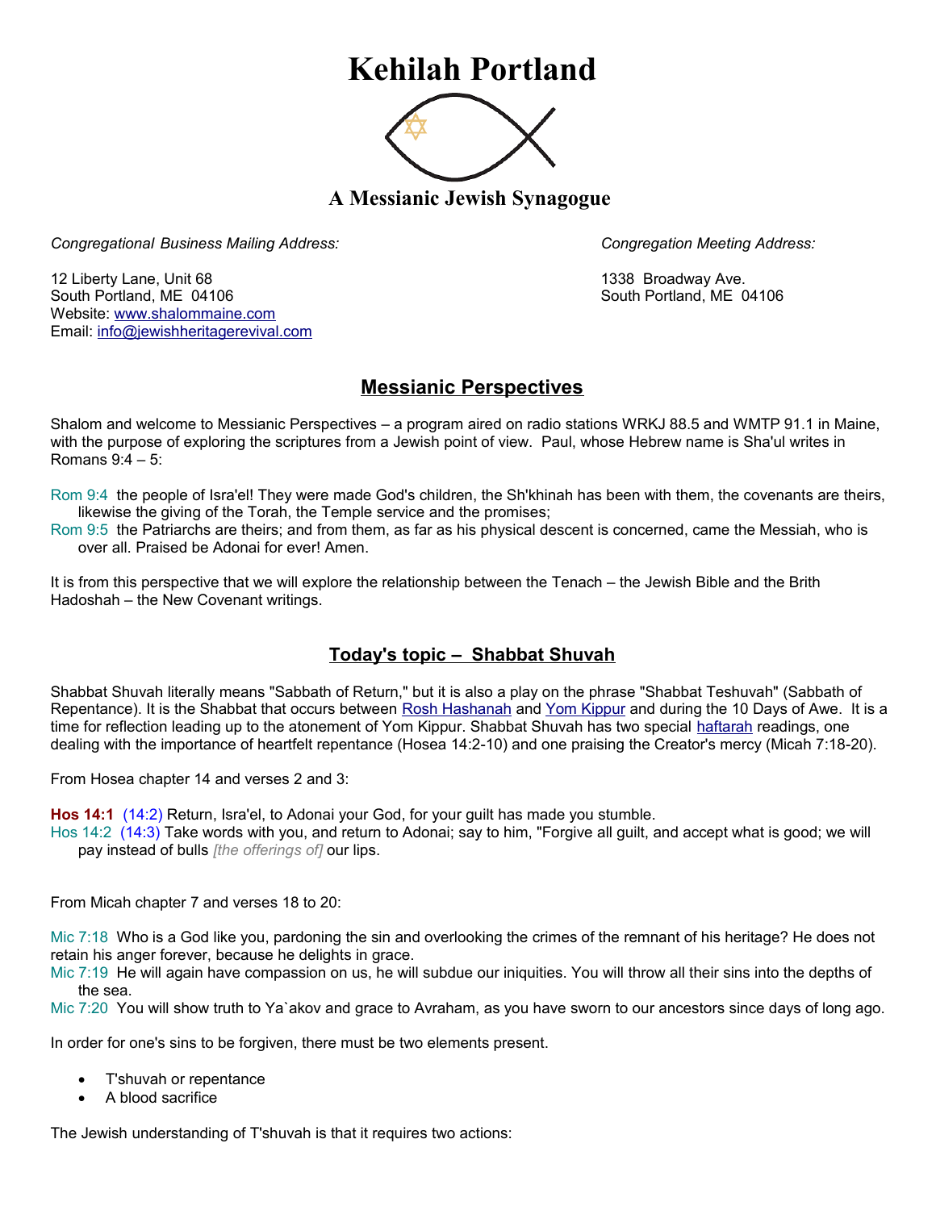# Kehilah Portland

## A Messianic Jewish Synagogue

*Congregational Business Mailing Address:*

12 Liberty Lane, Unit 68
South Portland, ME 04106
Website: www.shalommaine.com
Email: info@jewishheritagerevival.com

*Congregation Meeting Address:*

1338 Broadway Ave.
South Portland, ME 04106

## Messianic Perspectives

Shalom and welcome to Messianic Perspectives – a program aired on radio stations WRKJ 88.5 and WMTP 91.1 in Maine, with the purpose of exploring the scriptures from a Jewish point of view. Paul, whose Hebrew name is Sha'ul writes in Romans 9:4 – 5:

Rom 9:4 the people of Isra'el! They were made God's children, the Sh'khinah has been with them, the covenants are theirs, likewise the giving of the Torah, the Temple service and the promises;
Rom 9:5 the Patriarchs are theirs; and from them, as far as his physical descent is concerned, came the Messiah, who is over all. Praised be Adonai for ever! Amen.

It is from this perspective that we will explore the relationship between the Tenach – the Jewish Bible and the Brith Hadoshah – the New Covenant writings.

## Today's topic – Shabbat Shuvah

Shabbat Shuvah literally means "Sabbath of Return," but it is also a play on the phrase "Shabbat Teshuvah" (Sabbath of Repentance). It is the Shabbat that occurs between Rosh Hashanah and Yom Kippur and during the 10 Days of Awe. It is a time for reflection leading up to the atonement of Yom Kippur. Shabbat Shuvah has two special haftarah readings, one dealing with the importance of heartfelt repentance (Hosea 14:2-10) and one praising the Creator's mercy (Micah 7:18-20).

From Hosea chapter 14 and verses 2 and 3:

**Hos 14:1** (14:2) Return, Isra'el, to Adonai your God, for your guilt has made you stumble.
Hos 14:2 (14:3) Take words with you, and return to Adonai; say to him, "Forgive all guilt, and accept what is good; we will pay instead of bulls *[the offerings of]* our lips.

From Micah chapter 7 and verses 18 to 20:

Mic 7:18 Who is a God like you, pardoning the sin and overlooking the crimes of the remnant of his heritage? He does not retain his anger forever, because he delights in grace.
Mic 7:19 He will again have compassion on us, he will subdue our iniquities. You will throw all their sins into the depths of the sea.
Mic 7:20 You will show truth to Ya`akov and grace to Avraham, as you have sworn to our ancestors since days of long ago.

In order for one's sins to be forgiven, there must be two elements present.

- T'shuvah or repentance
- A blood sacrifice

The Jewish understanding of T'shuvah is that it requires two actions: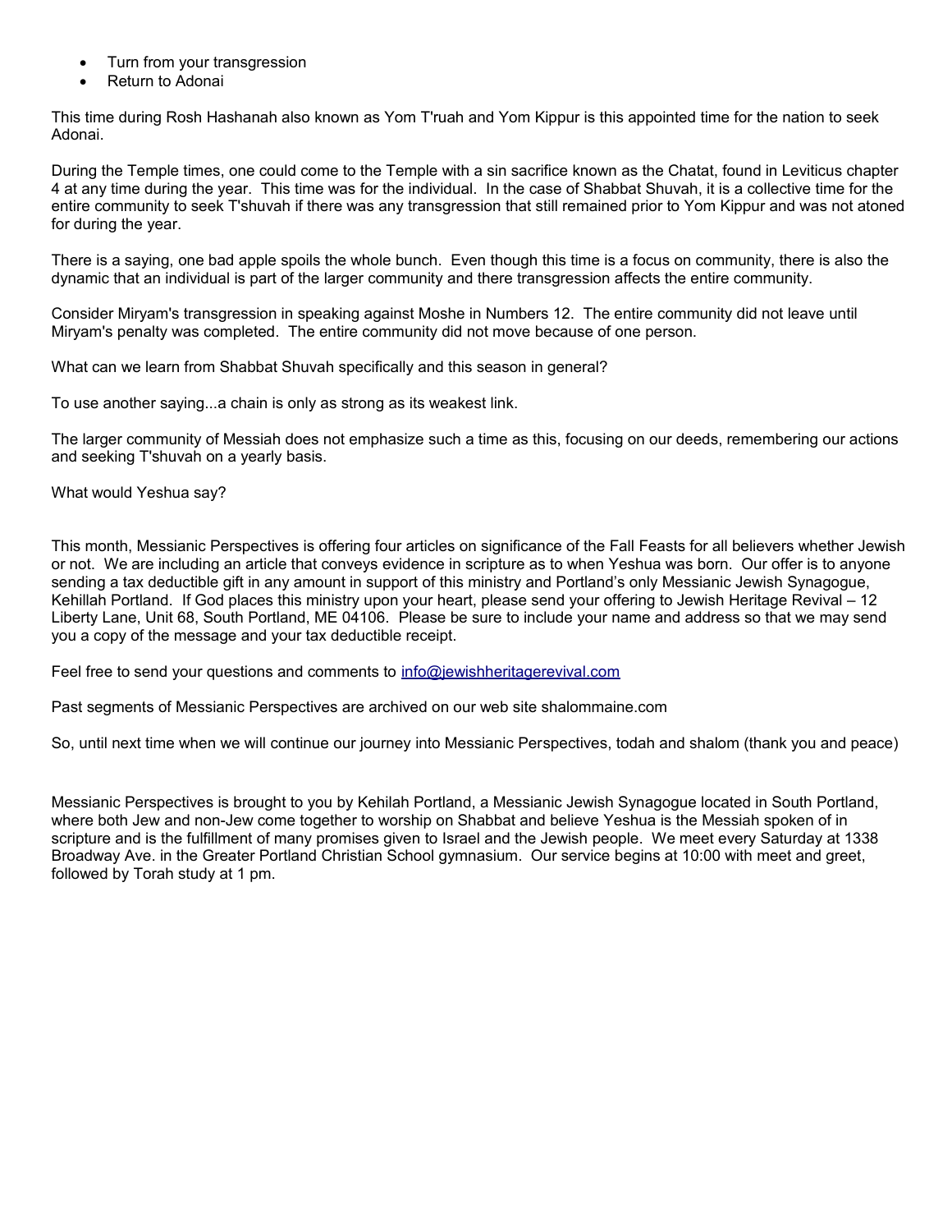- Turn from your transgression
- Return to Adonai

This time during Rosh Hashanah also known as Yom T'ruah and Yom Kippur is this appointed time for the nation to seek Adonai.

During the Temple times, one could come to the Temple with a sin sacrifice known as the Chatat, found in Leviticus chapter 4 at any time during the year. This time was for the individual. In the case of Shabbat Shuvah, it is a collective time for the entire community to seek T'shuvah if there was any transgression that still remained prior to Yom Kippur and was not atoned for during the year.

There is a saying, one bad apple spoils the whole bunch. Even though this time is a focus on community, there is also the dynamic that an individual is part of the larger community and there transgression affects the entire community.

Consider Miryam's transgression in speaking against Moshe in Numbers 12. The entire community did not leave until Miryam's penalty was completed. The entire community did not move because of one person.

What can we learn from Shabbat Shuvah specifically and this season in general?

To use another saying...a chain is only as strong as its weakest link.

The larger community of Messiah does not emphasize such a time as this, focusing on our deeds, remembering our actions and seeking T'shuvah on a yearly basis.

What would Yeshua say?

This month, Messianic Perspectives is offering four articles on significance of the Fall Feasts for all believers whether Jewish or not. We are including an article that conveys evidence in scripture as to when Yeshua was born. Our offer is to anyone sending a tax deductible gift in any amount in support of this ministry and Portland's only Messianic Jewish Synagogue, Kehillah Portland. If God places this ministry upon your heart, please send your offering to Jewish Heritage Revival – 12 Liberty Lane, Unit 68, South Portland, ME 04106. Please be sure to include your name and address so that we may send you a copy of the message and your tax deductible receipt.

Feel free to send your questions and comments to info@jewishheritagerevival.com

Past segments of Messianic Perspectives are archived on our web site shalommaine.com

So, until next time when we will continue our journey into Messianic Perspectives, todah and shalom (thank you and peace)

Messianic Perspectives is brought to you by Kehilah Portland, a Messianic Jewish Synagogue located in South Portland, where both Jew and non-Jew come together to worship on Shabbat and believe Yeshua is the Messiah spoken of in scripture and is the fulfillment of many promises given to Israel and the Jewish people. We meet every Saturday at 1338 Broadway Ave. in the Greater Portland Christian School gymnasium. Our service begins at 10:00 with meet and greet, followed by Torah study at 1 pm.